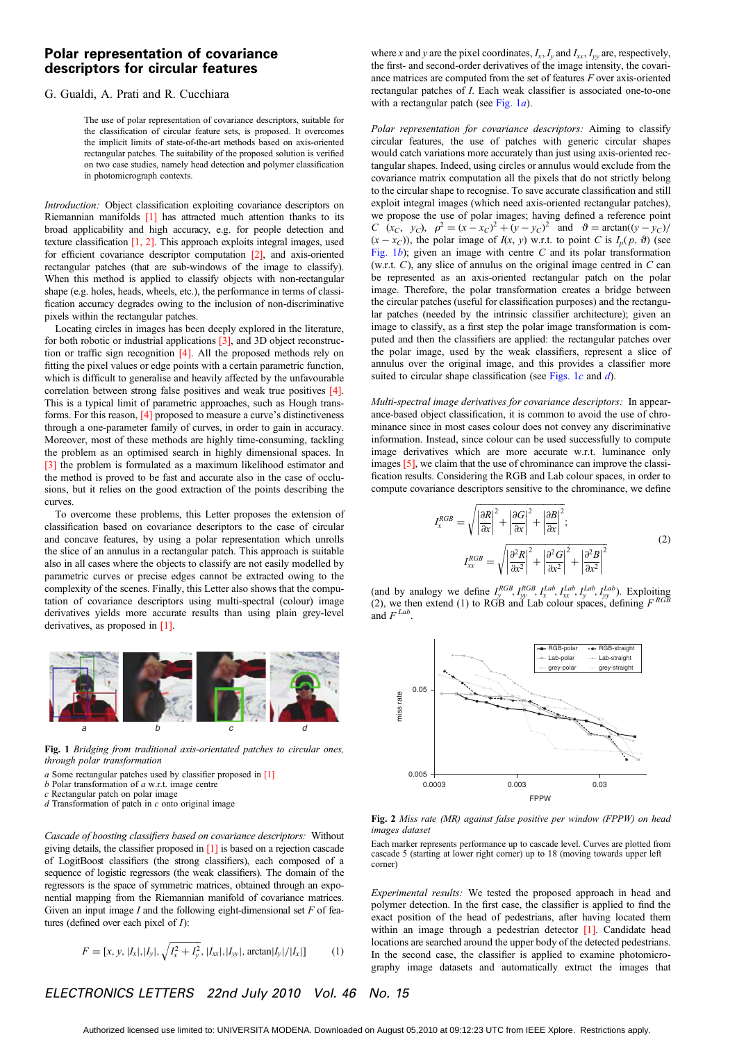# Polar representation of covariance descriptors for circular features

G. Gualdi, A. Prati and R. Cucchiara

The use of polar representation of covariance descriptors, suitable for the classification of circular feature sets, is proposed. It overcomes the implicit limits of state-of-the-art methods based on axis-oriented rectangular patches. The suitability of the proposed solution is verified on two case studies, namely head detection and polymer classification in photomicrograph contexts.

*Introduction:* Object classification exploiting covariance descriptors on Riemannian manifolds [1] has attracted much attention thanks to its broad applicability and high accuracy, e.g. for people detection and texture classification [1, 2]. This approach exploits integral images, used for efficient covariance descriptor computation [2], and axis-oriented rectangular patches (that are sub-windows of the image to classify). When this method is applied to classify objects with non-rectangular shape (e.g. holes, heads, wheels, etc.), the performance in terms of classification accuracy degrades owing to the inclusion of non-discriminative pixels within the rectangular patches.

Locating circles in images has been deeply explored in the literature, for both robotic or industrial applications [3], and 3D object reconstruction or traffic sign recognition [4]. All the proposed methods rely on fitting the pixel values or edge points with a certain parametric function, which is difficult to generalise and heavily affected by the unfavourable correlation between strong false positives and weak true positives [4]. This is a typical limit of parametric approaches, such as Hough transforms. For this reason, [4] proposed to measure a curve's distinctiveness through a one-parameter family of curves, in order to gain in accuracy. Moreover, most of these methods are highly time-consuming, tackling the problem as an optimised search in highly dimensional spaces. In [3] the problem is formulated as a maximum likelihood estimator and the method is proved to be fast and accurate also in the case of occlusions, but it relies on the good extraction of the points describing the curves.

To overcome these problems, this Letter proposes the extension of classification based on covariance descriptors to the case of circular and concave features, by using a polar representation which unrolls the slice of an annulus in a rectangular patch. This approach is suitable also in all cases where the objects to classify are not easily modelled by parametric curves or precise edges cannot be extracted owing to the complexity of the scenes. Finally, this Letter also shows that the computation of covariance descriptors using multi-spectral (colour) image derivatives yields more accurate results than using plain grey-level derivatives, as proposed in [1].

**Fig. 1** *Bridging from traditional axis-orientated patches to circular ones, through polar transformation*

*a* Some rectangular patches used by classifier proposed in [1]
*b* Polar transformation of *a* w.r.t. image centre
*c* Rectangular patch on polar image
*d* Transformation of patch in *c* onto original image

*Cascade of boosting classifiers based on covariance descriptors:* Without giving details, the classifier proposed in [1] is based on a rejection cascade of LogitBoost classifiers (the strong classifiers), each composed of a sequence of logistic regressors (the weak classifiers). The domain of the regressors is the space of symmetric matrices, obtained through an exponential mapping from the Riemannian manifold of covariance matrices. Given an input image $I$ and the following eight-dimensional set $F$ of features (defined over each pixel of $I$):

$$F = \left[x, y, |I_x|, |I_y|, \sqrt{I_x^2 + I_y^2}, |I_{xx}|, |I_{yy}|, \arctan|I_y|/|I_x|\right] \qquad (1)$$

where $x$ and $y$ are the pixel coordinates, $I_x$, $I_y$ and $I_{xx}$, $I_{yy}$ are, respectively, the first- and second-order derivatives of the image intensity, the covariance matrices are computed from the set of features $F$ over axis-oriented rectangular patches of $I$. Each weak classifier is associated one-to-one with a rectangular patch (see Fig. 1*a*).

*Polar representation for covariance descriptors:* Aiming to classify circular features, the use of patches with generic circular shapes would catch variations more accurately than just using axis-oriented rectangular shapes. Indeed, using circles or annulus would exclude from the covariance matrix computation all the pixels that do not strictly belong to the circular shape to recognise. To save accurate classification and still exploit integral images (which need axis-oriented rectangular patches), we propose the use of polar images; having defined a reference point $C\ (x_C,\ y_C)$, $\rho^2 = (x - x_C)^2 + (y - y_C)^2$ and $\vartheta = \arctan((y - y_C)/(x - x_C))$, the polar image of $I(x, y)$ w.r.t. to point $C$ is $I_p(\rho, \vartheta)$ (see Fig. 1*b*); given an image with centre $C$ and its polar transformation (w.r.t. $C$), any slice of annulus on the original image centred in $C$ can be represented as an axis-oriented rectangular patch on the polar image. Therefore, the polar transformation creates a bridge between the circular patches (useful for classification purposes) and the rectangular patches (needed by the intrinsic classifier architecture); given an image to classify, as a first step the polar image transformation is computed and then the classifiers are applied: the rectangular patches over the polar image, used by the weak classifiers, represent a slice of annulus over the original image, and this provides a classifier more suited to circular shape classification (see Figs. 1*c* and *d*).

*Multi-spectral image derivatives for covariance descriptors:* In appearance-based object classification, it is common to avoid the use of chrominance since in most cases colour does not convey any discriminative information. Instead, since colour can be used successfully to compute image derivatives which are more accurate w.r.t. luminance only images [5], we claim that the use of chrominance can improve the classification results. Considering the RGB and Lab colour spaces, in order to compute covariance descriptors sensitive to the chrominance, we define

$$I_x^{RGB} = \sqrt{\left|\frac{\partial R}{\partial x}\right|^2 + \left|\frac{\partial G}{\partial x}\right|^2 + \left|\frac{\partial B}{\partial x}\right|^2}; \qquad I_{xx}^{RGB} = \sqrt{\left|\frac{\partial^2 R}{\partial x^2}\right|^2 + \left|\frac{\partial^2 G}{\partial x^2}\right|^2 + \left|\frac{\partial^2 B}{\partial x^2}\right|^2} \qquad (2)$$

(and by analogy we define $I_y^{RGB}, I_{yy}^{RGB}, I_x^{Lab}, I_{xx}^{Lab}, I_y^{Lab}, I_{yy}^{Lab}$). Exploiting (2), we then extend (1) to RGB and Lab colour spaces, defining $F^{RGB}$ and $F^{Lab}$.

**Fig. 2** *Miss rate (MR) against false positive per window (FPPW) on head images dataset*

Each marker represents performance up to cascade level. Curves are plotted from cascade 5 (starting at lower right corner) up to 18 (moving towards upper left corner)

*Experimental results:* We tested the proposed approach in head and polymer detection. In the first case, the classifier is applied to find the exact position of the head of pedestrians, after having located them within an image through a pedestrian detector [1]. Candidate head locations are searched around the upper body of the detected pedestrians. In the second case, the classifier is applied to examine photomicrography image datasets and automatically extract the images that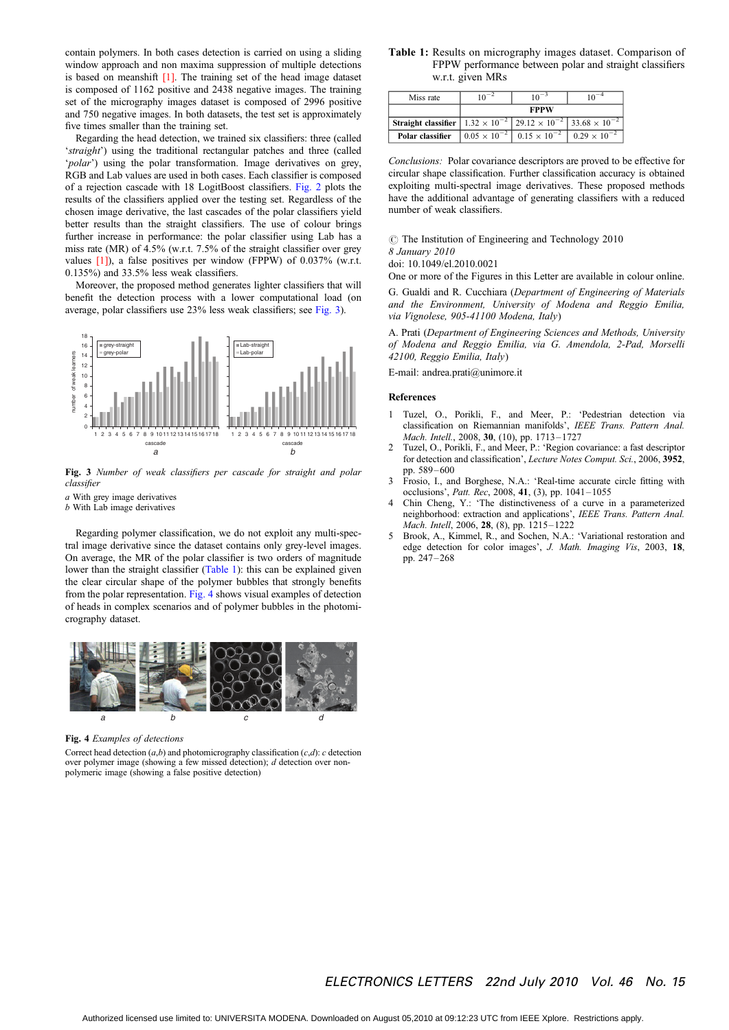contain polymers. In both cases detection is carried on using a sliding window approach and non maxima suppression of multiple detections is based on meanshift [1]. The training set of the head image dataset is composed of 1162 positive and 2438 negative images. The training set of the micrography images dataset is composed of 2996 positive and 750 negative images. In both datasets, the test set is approximately five times smaller than the training set.

Regarding the head detection, we trained six classifiers: three (called '*straight*') using the traditional rectangular patches and three (called '*polar*') using the polar transformation. Image derivatives on grey, RGB and Lab values are used in both cases. Each classifier is composed of a rejection cascade with 18 LogitBoost classifiers. Fig. 2 plots the results of the classifiers applied over the testing set. Regardless of the chosen image derivative, the last cascades of the polar classifiers yield better results than the straight classifiers. The use of colour brings further increase in performance: the polar classifier using Lab has a miss rate (MR) of 4.5% (w.r.t. 7.5% of the straight classifier over grey values [1]), a false positives per window (FPPW) of 0.037% (w.r.t. 0.135%) and 33.5% less weak classifiers.

Moreover, the proposed method generates lighter classifiers that will benefit the detection process with a lower computational load (on average, polar classifiers use 23% less weak classifiers; see Fig. 3).

18
16
14
12
10
8
6
4
2
0
number of weak learners
grey-straight
grey-polar
1 2 3 4 5 6 7 8 9 10 11 12 13 14 15 16 17 18
cascade
a

Lab-straight
Lab-polar
1 2 3 4 5 6 7 8 9 10 11 12 13 14 15 16 17 18
cascade
b

**Fig. 3** *Number of weak classifiers per cascade for straight and polar classifier*

*a* With grey image derivatives
*b* With Lab image derivatives

Regarding polymer classification, we do not exploit any multi-spectral image derivative since the dataset contains only grey-level images. On average, the MR of the polar classifier is two orders of magnitude lower than the straight classifier (Table 1): this can be explained given the clear circular shape of the polymer bubbles that strongly benefits from the polar representation. Fig. 4 shows visual examples of detection of heads in complex scenarios and of polymer bubbles in the photomicrography dataset.

a b c d

**Fig. 4** *Examples of detections*

Correct head detection (*a*,*b*) and photomicrography classification (*c*,*d*): *c* detection over polymer image (showing a few missed detection); *d* detection over non-polymeric image (showing a false positive detection)

**Table 1:** Results on micrography images dataset. Comparison of FPPW performance between polar and straight classifiers w.r.t. given MRs

| Miss rate | $10^{-2}$ | $10^{-3}$ | $10^{-4}$ |
|---|---|---|---|
| | FPPW | | |
| **Straight classifier** | $1.32 \times 10^{-2}$ | $29.12 \times 10^{-2}$ | $33.68 \times 10^{-2}$ |
| **Polar classifier** | $0.05 \times 10^{-2}$ | $0.15 \times 10^{-2}$ | $0.29 \times 10^{-2}$ |

*Conclusions:* Polar covariance descriptors are proved to be effective for circular shape classification. Further classification accuracy is obtained exploiting multi-spectral image derivatives. These proposed methods have the additional advantage of generating classifiers with a reduced number of weak classifiers.

© The Institution of Engineering and Technology 2010
*8 January 2010*
doi: 10.1049/el.2010.0021
One or more of the Figures in this Letter are available in colour online.

G. Gualdi and R. Cucchiara (*Department of Engineering of Materials and the Environment, University of Modena and Reggio Emilia, via Vignolese, 905-41100 Modena, Italy*)

A. Prati (*Department of Engineering Sciences and Methods, University of Modena and Reggio Emilia, via G. Amendola, 2-Pad, Morselli 42100, Reggio Emilia, Italy*)

E-mail: andrea.prati@unimore.it

## References

1. Tuzel, O., Porikli, F., and Meer, P.: 'Pedestrian detection via classification on Riemannian manifolds', *IEEE Trans. Pattern Anal. Mach. Intell.*, 2008, **30**, (10), pp. 1713–1727
2. Tuzel, O., Porikli, F., and Meer, P.: 'Region covariance: a fast descriptor for detection and classification', *Lecture Notes Comput. Sci.*, 2006, **3952**, pp. 589–600
3. Frosio, I., and Borghese, N.A.: 'Real-time accurate circle fitting with occlusions', *Patt. Recognit.*, 2008, **41**, (3), pp. 1041–1055
4. Chin Cheng, Y.: 'The distinctiveness of a curve in a parameterized neighborhood: extraction and applications', *IEEE Trans. Pattern Anal. Mach. Intell*, 2006, **28**, (8), pp. 1215–1222
5. Brook, A., Kimmel, R., and Sochen, N.A.: 'Variational restoration and edge detection for color images', *J. Math. Imaging Vis*, 2003, **18**, pp. 247–268